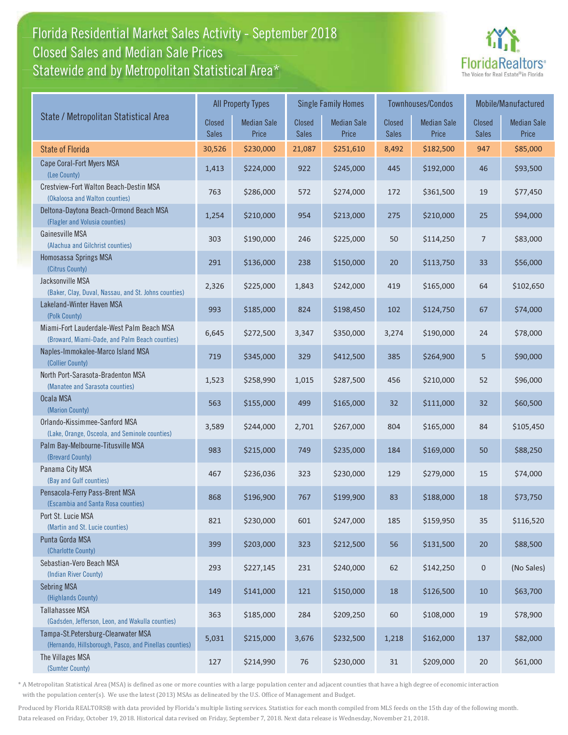# Florida Residential Market Sales Activity - September 2018
## Closed Sales and Median Sale Prices
## Statewide and by Metropolitan Statistical Area*

FloridaRealtors® The Voice for Real Estate® in Florida

| State / Metropolitan Statistical Area | All Property Types | | Single Family Homes | | Townhouses/Condos | | Mobile/Manufactured | |
|---|---|---|---|---|---|---|---|---|
| | Closed Sales | Median Sale Price | Closed Sales | Median Sale Price | Closed Sales | Median Sale Price | Closed Sales | Median Sale Price |
| State of Florida | 30,526 | $230,000 | 21,087 | $251,610 | 8,492 | $182,500 | 947 | $85,000 |
| Cape Coral-Fort Myers MSA (Lee County) | 1,413 | $224,000 | 922 | $245,000 | 445 | $192,000 | 46 | $93,500 |
| Crestview-Fort Walton Beach-Destin MSA (Okaloosa and Walton counties) | 763 | $286,000 | 572 | $274,000 | 172 | $361,500 | 19 | $77,450 |
| Deltona-Daytona Beach-Ormond Beach MSA (Flagler and Volusia counties) | 1,254 | $210,000 | 954 | $213,000 | 275 | $210,000 | 25 | $94,000 |
| Gainesville MSA (Alachua and Gilchrist counties) | 303 | $190,000 | 246 | $225,000 | 50 | $114,250 | 7 | $83,000 |
| Homosassa Springs MSA (Citrus County) | 291 | $136,000 | 238 | $150,000 | 20 | $113,750 | 33 | $56,000 |
| Jacksonville MSA (Baker, Clay, Duval, Nassau, and St. Johns counties) | 2,326 | $225,000 | 1,843 | $242,000 | 419 | $165,000 | 64 | $102,650 |
| Lakeland-Winter Haven MSA (Polk County) | 993 | $185,000 | 824 | $198,450 | 102 | $124,750 | 67 | $74,000 |
| Miami-Fort Lauderdale-West Palm Beach MSA (Broward, Miami-Dade, and Palm Beach counties) | 6,645 | $272,500 | 3,347 | $350,000 | 3,274 | $190,000 | 24 | $78,000 |
| Naples-Immokalee-Marco Island MSA (Collier County) | 719 | $345,000 | 329 | $412,500 | 385 | $264,900 | 5 | $90,000 |
| North Port-Sarasota-Bradenton MSA (Manatee and Sarasota counties) | 1,523 | $258,990 | 1,015 | $287,500 | 456 | $210,000 | 52 | $96,000 |
| Ocala MSA (Marion County) | 563 | $155,000 | 499 | $165,000 | 32 | $111,000 | 32 | $60,500 |
| Orlando-Kissimmee-Sanford MSA (Lake, Orange, Osceola, and Seminole counties) | 3,589 | $244,000 | 2,701 | $267,000 | 804 | $165,000 | 84 | $105,450 |
| Palm Bay-Melbourne-Titusville MSA (Brevard County) | 983 | $215,000 | 749 | $235,000 | 184 | $169,000 | 50 | $88,250 |
| Panama City MSA (Bay and Gulf counties) | 467 | $236,036 | 323 | $230,000 | 129 | $279,000 | 15 | $74,000 |
| Pensacola-Ferry Pass-Brent MSA (Escambia and Santa Rosa counties) | 868 | $196,900 | 767 | $199,900 | 83 | $188,000 | 18 | $73,750 |
| Port St. Lucie MSA (Martin and St. Lucie counties) | 821 | $230,000 | 601 | $247,000 | 185 | $159,950 | 35 | $116,520 |
| Punta Gorda MSA (Charlotte County) | 399 | $203,000 | 323 | $212,500 | 56 | $131,500 | 20 | $88,500 |
| Sebastian-Vero Beach MSA (Indian River County) | 293 | $227,145 | 231 | $240,000 | 62 | $142,250 | 0 | (No Sales) |
| Sebring MSA (Highlands County) | 149 | $141,000 | 121 | $150,000 | 18 | $126,500 | 10 | $63,700 |
| Tallahassee MSA (Gadsden, Jefferson, Leon, and Wakulla counties) | 363 | $185,000 | 284 | $209,250 | 60 | $108,000 | 19 | $78,900 |
| Tampa-St.Petersburg-Clearwater MSA (Hernando, Hillsborough, Pasco, and Pinellas counties) | 5,031 | $215,000 | 3,676 | $232,500 | 1,218 | $162,000 | 137 | $82,000 |
| The Villages MSA (Sumter County) | 127 | $214,990 | 76 | $230,000 | 31 | $209,000 | 20 | $61,000 |

\* A Metropolitan Statistical Area (MSA) is defined as one or more counties with a large population center and adjacent counties that have a high degree of economic interaction with the population center(s). We use the latest (2013) MSAs as delineated by the U.S. Office of Management and Budget.

Produced by Florida REALTORS® with data provided by Florida's multiple listing services. Statistics for each month compiled from MLS feeds on the 15th day of the following month. Data released on Friday, October 19, 2018. Historical data revised on Friday, September 7, 2018. Next data release is Wednesday, November 21, 2018.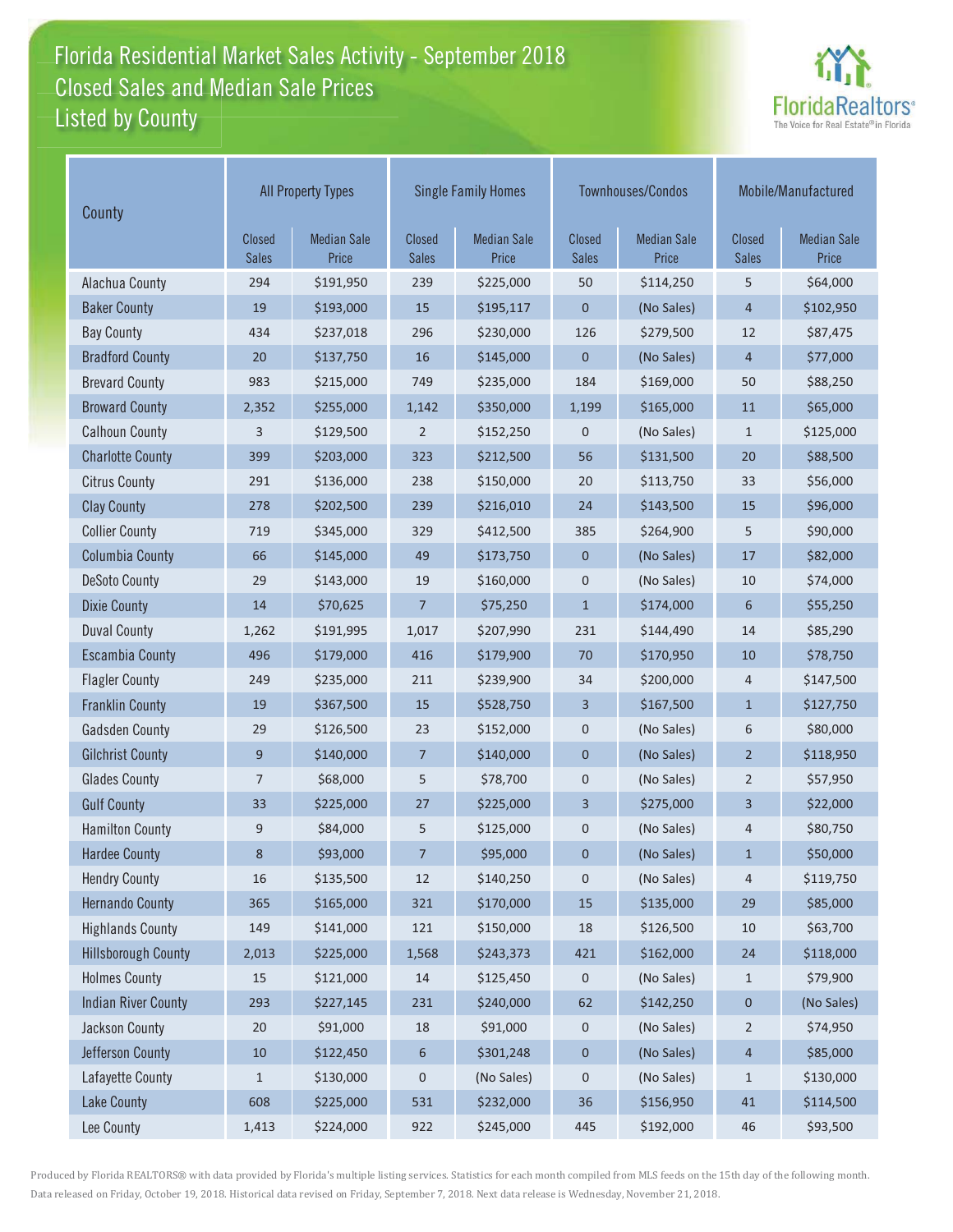# Florida Residential Market Sales Activity - September 2018
## Closed Sales and Median Sale Prices
## Listed by County

| County | All Property Types | | Single Family Homes | | Townhouses/Condos | | Mobile/Manufactured | |
|---|---|---|---|---|---|---|---|---|
| | Closed Sales | Median Sale Price | Closed Sales | Median Sale Price | Closed Sales | Median Sale Price | Closed Sales | Median Sale Price |
| Alachua County | 294 | $191,950 | 239 | $225,000 | 50 | $114,250 | 5 | $64,000 |
| Baker County | 19 | $193,000 | 15 | $195,117 | 0 | (No Sales) | 4 | $102,950 |
| Bay County | 434 | $237,018 | 296 | $230,000 | 126 | $279,500 | 12 | $87,475 |
| Bradford County | 20 | $137,750 | 16 | $145,000 | 0 | (No Sales) | 4 | $77,000 |
| Brevard County | 983 | $215,000 | 749 | $235,000 | 184 | $169,000 | 50 | $88,250 |
| Broward County | 2,352 | $255,000 | 1,142 | $350,000 | 1,199 | $165,000 | 11 | $65,000 |
| Calhoun County | 3 | $129,500 | 2 | $152,250 | 0 | (No Sales) | 1 | $125,000 |
| Charlotte County | 399 | $203,000 | 323 | $212,500 | 56 | $131,500 | 20 | $88,500 |
| Citrus County | 291 | $136,000 | 238 | $150,000 | 20 | $113,750 | 33 | $56,000 |
| Clay County | 278 | $202,500 | 239 | $216,010 | 24 | $143,500 | 15 | $96,000 |
| Collier County | 719 | $345,000 | 329 | $412,500 | 385 | $264,900 | 5 | $90,000 |
| Columbia County | 66 | $145,000 | 49 | $173,750 | 0 | (No Sales) | 17 | $82,000 |
| DeSoto County | 29 | $143,000 | 19 | $160,000 | 0 | (No Sales) | 10 | $74,000 |
| Dixie County | 14 | $70,625 | 7 | $75,250 | 1 | $174,000 | 6 | $55,250 |
| Duval County | 1,262 | $191,995 | 1,017 | $207,990 | 231 | $144,490 | 14 | $85,290 |
| Escambia County | 496 | $179,000 | 416 | $179,900 | 70 | $170,950 | 10 | $78,750 |
| Flagler County | 249 | $235,000 | 211 | $239,900 | 34 | $200,000 | 4 | $147,500 |
| Franklin County | 19 | $367,500 | 15 | $528,750 | 3 | $167,500 | 1 | $127,750 |
| Gadsden County | 29 | $126,500 | 23 | $152,000 | 0 | (No Sales) | 6 | $80,000 |
| Gilchrist County | 9 | $140,000 | 7 | $140,000 | 0 | (No Sales) | 2 | $118,950 |
| Glades County | 7 | $68,000 | 5 | $78,700 | 0 | (No Sales) | 2 | $57,950 |
| Gulf County | 33 | $225,000 | 27 | $225,000 | 3 | $275,000 | 3 | $22,000 |
| Hamilton County | 9 | $84,000 | 5 | $125,000 | 0 | (No Sales) | 4 | $80,750 |
| Hardee County | 8 | $93,000 | 7 | $95,000 | 0 | (No Sales) | 1 | $50,000 |
| Hendry County | 16 | $135,500 | 12 | $140,250 | 0 | (No Sales) | 4 | $119,750 |
| Hernando County | 365 | $165,000 | 321 | $170,000 | 15 | $135,000 | 29 | $85,000 |
| Highlands County | 149 | $141,000 | 121 | $150,000 | 18 | $126,500 | 10 | $63,700 |
| Hillsborough County | 2,013 | $225,000 | 1,568 | $243,373 | 421 | $162,000 | 24 | $118,000 |
| Holmes County | 15 | $121,000 | 14 | $125,450 | 0 | (No Sales) | 1 | $79,900 |
| Indian River County | 293 | $227,145 | 231 | $240,000 | 62 | $142,250 | 0 | (No Sales) |
| Jackson County | 20 | $91,000 | 18 | $91,000 | 0 | (No Sales) | 2 | $74,950 |
| Jefferson County | 10 | $122,450 | 6 | $301,248 | 0 | (No Sales) | 4 | $85,000 |
| Lafayette County | 1 | $130,000 | 0 | (No Sales) | 0 | (No Sales) | 1 | $130,000 |
| Lake County | 608 | $225,000 | 531 | $232,000 | 36 | $156,950 | 41 | $114,500 |
| Lee County | 1,413 | $224,000 | 922 | $245,000 | 445 | $192,000 | 46 | $93,500 |

Produced by Florida REALTORS® with data provided by Florida's multiple listing services. Statistics for each month compiled from MLS feeds on the 15th day of the following month. Data released on Friday, October 19, 2018. Historical data revised on Friday, September 7, 2018. Next data release is Wednesday, November 21, 2018.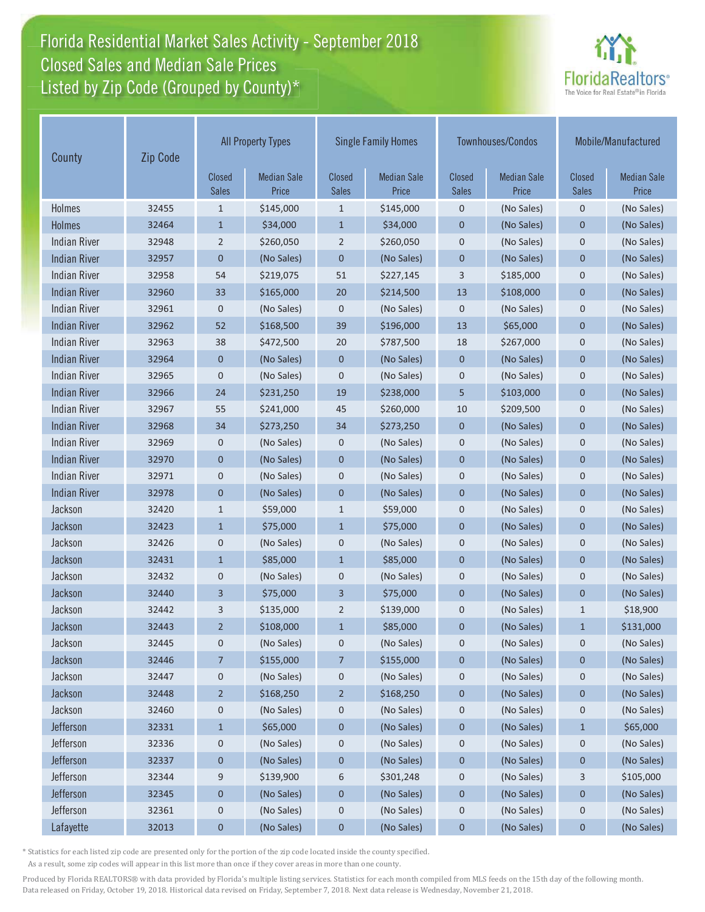# Florida Residential Market Sales Activity - September 2018
## Closed Sales and Median Sale Prices
## Listed by Zip Code (Grouped by County)*

| County | Zip Code | All Property Types | | Single Family Homes | | Townhouses/Condos | | Mobile/Manufactured | |
|---|---|---|---|---|---|---|---|---|---|
| | | Closed Sales | Median Sale Price | Closed Sales | Median Sale Price | Closed Sales | Median Sale Price | Closed Sales | Median Sale Price |
| Holmes | 32455 | 1 | $145,000 | 1 | $145,000 | 0 | (No Sales) | 0 | (No Sales) |
| Holmes | 32464 | 1 | $34,000 | 1 | $34,000 | 0 | (No Sales) | 0 | (No Sales) |
| Indian River | 32948 | 2 | $260,050 | 2 | $260,050 | 0 | (No Sales) | 0 | (No Sales) |
| Indian River | 32957 | 0 | (No Sales) | 0 | (No Sales) | 0 | (No Sales) | 0 | (No Sales) |
| Indian River | 32958 | 54 | $219,075 | 51 | $227,145 | 3 | $185,000 | 0 | (No Sales) |
| Indian River | 32960 | 33 | $165,000 | 20 | $214,500 | 13 | $108,000 | 0 | (No Sales) |
| Indian River | 32961 | 0 | (No Sales) | 0 | (No Sales) | 0 | (No Sales) | 0 | (No Sales) |
| Indian River | 32962 | 52 | $168,500 | 39 | $196,000 | 13 | $65,000 | 0 | (No Sales) |
| Indian River | 32963 | 38 | $472,500 | 20 | $787,500 | 18 | $267,000 | 0 | (No Sales) |
| Indian River | 32964 | 0 | (No Sales) | 0 | (No Sales) | 0 | (No Sales) | 0 | (No Sales) |
| Indian River | 32965 | 0 | (No Sales) | 0 | (No Sales) | 0 | (No Sales) | 0 | (No Sales) |
| Indian River | 32966 | 24 | $231,250 | 19 | $238,000 | 5 | $103,000 | 0 | (No Sales) |
| Indian River | 32967 | 55 | $241,000 | 45 | $260,000 | 10 | $209,500 | 0 | (No Sales) |
| Indian River | 32968 | 34 | $273,250 | 34 | $273,250 | 0 | (No Sales) | 0 | (No Sales) |
| Indian River | 32969 | 0 | (No Sales) | 0 | (No Sales) | 0 | (No Sales) | 0 | (No Sales) |
| Indian River | 32970 | 0 | (No Sales) | 0 | (No Sales) | 0 | (No Sales) | 0 | (No Sales) |
| Indian River | 32971 | 0 | (No Sales) | 0 | (No Sales) | 0 | (No Sales) | 0 | (No Sales) |
| Indian River | 32978 | 0 | (No Sales) | 0 | (No Sales) | 0 | (No Sales) | 0 | (No Sales) |
| Jackson | 32420 | 1 | $59,000 | 1 | $59,000 | 0 | (No Sales) | 0 | (No Sales) |
| Jackson | 32423 | 1 | $75,000 | 1 | $75,000 | 0 | (No Sales) | 0 | (No Sales) |
| Jackson | 32426 | 0 | (No Sales) | 0 | (No Sales) | 0 | (No Sales) | 0 | (No Sales) |
| Jackson | 32431 | 1 | $85,000 | 1 | $85,000 | 0 | (No Sales) | 0 | (No Sales) |
| Jackson | 32432 | 0 | (No Sales) | 0 | (No Sales) | 0 | (No Sales) | 0 | (No Sales) |
| Jackson | 32440 | 3 | $75,000 | 3 | $75,000 | 0 | (No Sales) | 0 | (No Sales) |
| Jackson | 32442 | 3 | $135,000 | 2 | $139,000 | 0 | (No Sales) | 1 | $18,900 |
| Jackson | 32443 | 2 | $108,000 | 1 | $85,000 | 0 | (No Sales) | 1 | $131,000 |
| Jackson | 32445 | 0 | (No Sales) | 0 | (No Sales) | 0 | (No Sales) | 0 | (No Sales) |
| Jackson | 32446 | 7 | $155,000 | 7 | $155,000 | 0 | (No Sales) | 0 | (No Sales) |
| Jackson | 32447 | 0 | (No Sales) | 0 | (No Sales) | 0 | (No Sales) | 0 | (No Sales) |
| Jackson | 32448 | 2 | $168,250 | 2 | $168,250 | 0 | (No Sales) | 0 | (No Sales) |
| Jackson | 32460 | 0 | (No Sales) | 0 | (No Sales) | 0 | (No Sales) | 0 | (No Sales) |
| Jefferson | 32331 | 1 | $65,000 | 0 | (No Sales) | 0 | (No Sales) | 1 | $65,000 |
| Jefferson | 32336 | 0 | (No Sales) | 0 | (No Sales) | 0 | (No Sales) | 0 | (No Sales) |
| Jefferson | 32337 | 0 | (No Sales) | 0 | (No Sales) | 0 | (No Sales) | 0 | (No Sales) |
| Jefferson | 32344 | 9 | $139,900 | 6 | $301,248 | 0 | (No Sales) | 3 | $105,000 |
| Jefferson | 32345 | 0 | (No Sales) | 0 | (No Sales) | 0 | (No Sales) | 0 | (No Sales) |
| Jefferson | 32361 | 0 | (No Sales) | 0 | (No Sales) | 0 | (No Sales) | 0 | (No Sales) |
| Lafayette | 32013 | 0 | (No Sales) | 0 | (No Sales) | 0 | (No Sales) | 0 | (No Sales) |

* Statistics for each listed zip code are presented only for the portion of the zip code located inside the county specified. As a result, some zip codes will appear in this list more than once if they cover areas in more than one county.

Produced by Florida REALTORS® with data provided by Florida's multiple listing services. Statistics for each month compiled from MLS feeds on the 15th day of the following month. Data released on Friday, October 19, 2018. Historical data revised on Friday, September 7, 2018. Next data release is Wednesday, November 21, 2018.